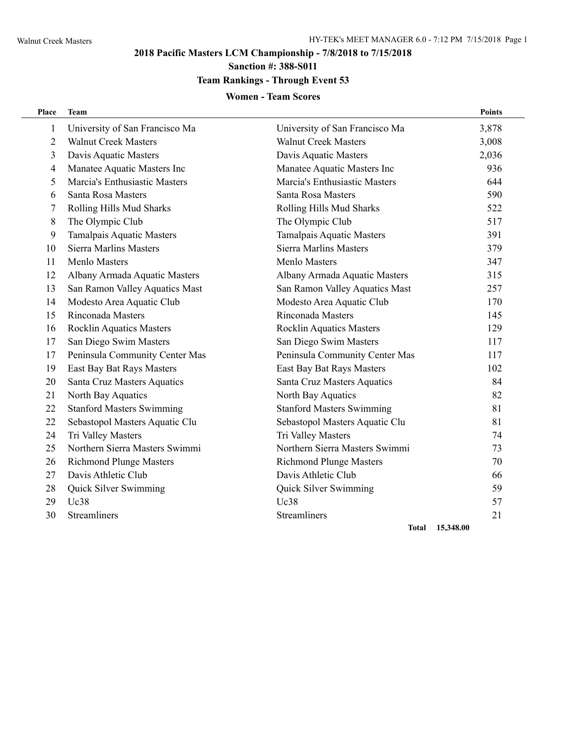# 2018 Pacific Masters LCM Championship - 7/8/2018 to 7/15/2018

## Sanction #: 388-S011

## Team Rankings - Through Event 53

### Women - Team Scores

| Place | Team | | Points |
|---|---|---|---|
| 1 | University of San Francisco Ma | University of San Francisco Ma | 3,878 |
| 2 | Walnut Creek Masters | Walnut Creek Masters | 3,008 |
| 3 | Davis Aquatic Masters | Davis Aquatic Masters | 2,036 |
| 4 | Manatee Aquatic Masters Inc | Manatee Aquatic Masters Inc | 936 |
| 5 | Marcia's Enthusiastic Masters | Marcia's Enthusiastic Masters | 644 |
| 6 | Santa Rosa Masters | Santa Rosa Masters | 590 |
| 7 | Rolling Hills Mud Sharks | Rolling Hills Mud Sharks | 522 |
| 8 | The Olympic Club | The Olympic Club | 517 |
| 9 | Tamalpais Aquatic Masters | Tamalpais Aquatic Masters | 391 |
| 10 | Sierra Marlins Masters | Sierra Marlins Masters | 379 |
| 11 | Menlo Masters | Menlo Masters | 347 |
| 12 | Albany Armada Aquatic Masters | Albany Armada Aquatic Masters | 315 |
| 13 | San Ramon Valley Aquatics Mast | San Ramon Valley Aquatics Mast | 257 |
| 14 | Modesto Area Aquatic Club | Modesto Area Aquatic Club | 170 |
| 15 | Rinconada Masters | Rinconada Masters | 145 |
| 16 | Rocklin Aquatics Masters | Rocklin Aquatics Masters | 129 |
| 17 | San Diego Swim Masters | San Diego Swim Masters | 117 |
| 17 | Peninsula Community Center Mas | Peninsula Community Center Mas | 117 |
| 19 | East Bay Bat Rays Masters | East Bay Bat Rays Masters | 102 |
| 20 | Santa Cruz Masters Aquatics | Santa Cruz Masters Aquatics | 84 |
| 21 | North Bay Aquatics | North Bay Aquatics | 82 |
| 22 | Stanford Masters Swimming | Stanford Masters Swimming | 81 |
| 22 | Sebastopol Masters Aquatic Clu | Sebastopol Masters Aquatic Clu | 81 |
| 24 | Tri Valley Masters | Tri Valley Masters | 74 |
| 25 | Northern Sierra Masters Swimmi | Northern Sierra Masters Swimmi | 73 |
| 26 | Richmond Plunge Masters | Richmond Plunge Masters | 70 |
| 27 | Davis Athletic Club | Davis Athletic Club | 66 |
| 28 | Quick Silver Swimming | Quick Silver Swimming | 59 |
| 29 | Uc38 | Uc38 | 57 |
| 30 | Streamliners | Streamliners | 21 |
| | | **Total** | **15,348.00** |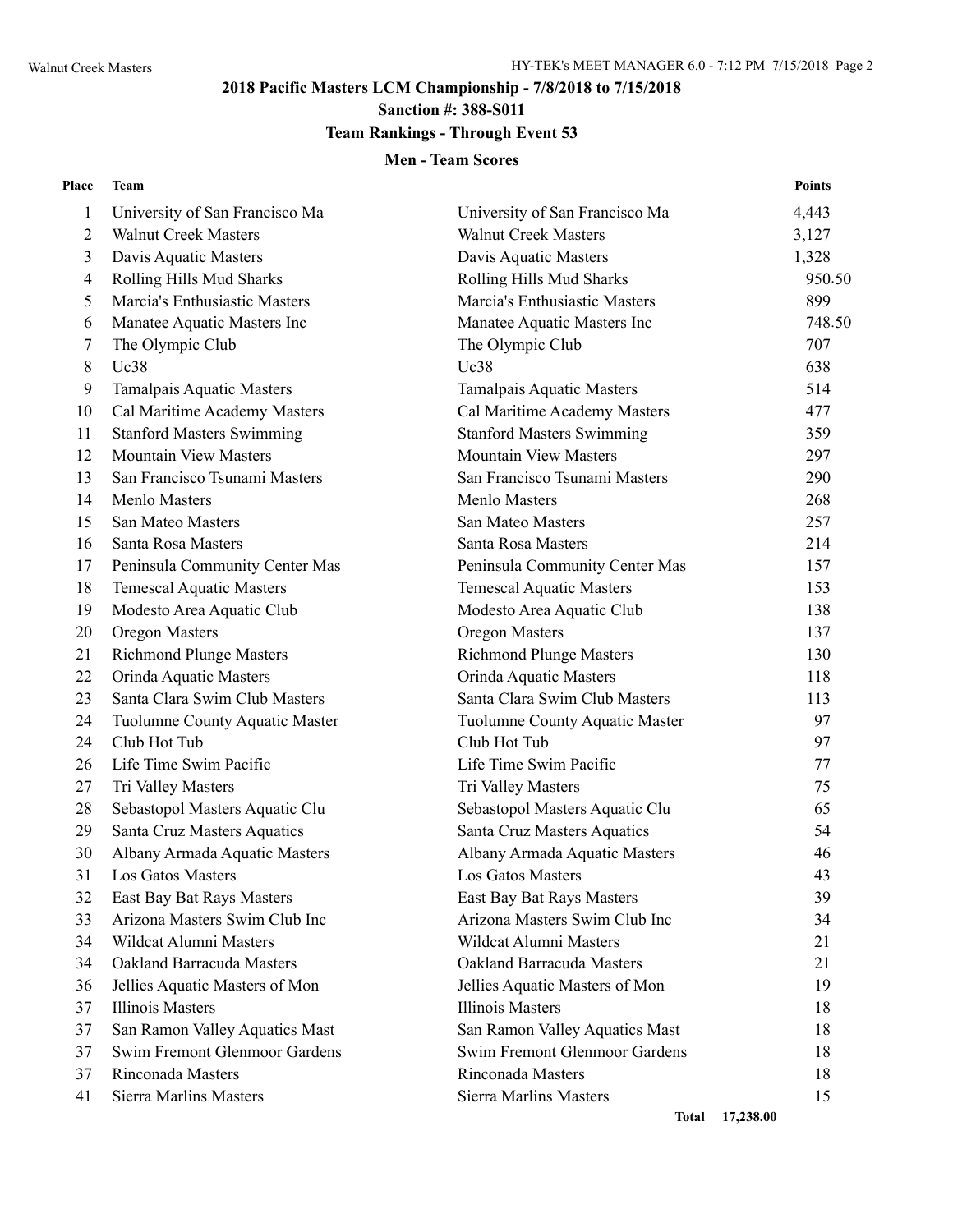## 2018 Pacific Masters LCM Championship - 7/8/2018 to 7/15/2018

### Sanction #: 388-S011

### Team Rankings - Through Event 53

### Men - Team Scores

| Place | Team | | Points |
|---|---|---|---|
| 1 | University of San Francisco Ma | University of San Francisco Ma | 4,443 |
| 2 | Walnut Creek Masters | Walnut Creek Masters | 3,127 |
| 3 | Davis Aquatic Masters | Davis Aquatic Masters | 1,328 |
| 4 | Rolling Hills Mud Sharks | Rolling Hills Mud Sharks | 950.50 |
| 5 | Marcia's Enthusiastic Masters | Marcia's Enthusiastic Masters | 899 |
| 6 | Manatee Aquatic Masters Inc | Manatee Aquatic Masters Inc | 748.50 |
| 7 | The Olympic Club | The Olympic Club | 707 |
| 8 | Uc38 | Uc38 | 638 |
| 9 | Tamalpais Aquatic Masters | Tamalpais Aquatic Masters | 514 |
| 10 | Cal Maritime Academy Masters | Cal Maritime Academy Masters | 477 |
| 11 | Stanford Masters Swimming | Stanford Masters Swimming | 359 |
| 12 | Mountain View Masters | Mountain View Masters | 297 |
| 13 | San Francisco Tsunami Masters | San Francisco Tsunami Masters | 290 |
| 14 | Menlo Masters | Menlo Masters | 268 |
| 15 | San Mateo Masters | San Mateo Masters | 257 |
| 16 | Santa Rosa Masters | Santa Rosa Masters | 214 |
| 17 | Peninsula Community Center Mas | Peninsula Community Center Mas | 157 |
| 18 | Temescal Aquatic Masters | Temescal Aquatic Masters | 153 |
| 19 | Modesto Area Aquatic Club | Modesto Area Aquatic Club | 138 |
| 20 | Oregon Masters | Oregon Masters | 137 |
| 21 | Richmond Plunge Masters | Richmond Plunge Masters | 130 |
| 22 | Orinda Aquatic Masters | Orinda Aquatic Masters | 118 |
| 23 | Santa Clara Swim Club Masters | Santa Clara Swim Club Masters | 113 |
| 24 | Tuolumne County Aquatic Master | Tuolumne County Aquatic Master | 97 |
| 24 | Club Hot Tub | Club Hot Tub | 97 |
| 26 | Life Time Swim Pacific | Life Time Swim Pacific | 77 |
| 27 | Tri Valley Masters | Tri Valley Masters | 75 |
| 28 | Sebastopol Masters Aquatic Clu | Sebastopol Masters Aquatic Clu | 65 |
| 29 | Santa Cruz Masters Aquatics | Santa Cruz Masters Aquatics | 54 |
| 30 | Albany Armada Aquatic Masters | Albany Armada Aquatic Masters | 46 |
| 31 | Los Gatos Masters | Los Gatos Masters | 43 |
| 32 | East Bay Bat Rays Masters | East Bay Bat Rays Masters | 39 |
| 33 | Arizona Masters Swim Club Inc | Arizona Masters Swim Club Inc | 34 |
| 34 | Wildcat Alumni Masters | Wildcat Alumni Masters | 21 |
| 34 | Oakland Barracuda Masters | Oakland Barracuda Masters | 21 |
| 36 | Jellies Aquatic Masters of Mon | Jellies Aquatic Masters of Mon | 19 |
| 37 | Illinois Masters | Illinois Masters | 18 |
| 37 | San Ramon Valley Aquatics Mast | San Ramon Valley Aquatics Mast | 18 |
| 37 | Swim Fremont Glenmoor Gardens | Swim Fremont Glenmoor Gardens | 18 |
| 37 | Rinconada Masters | Rinconada Masters | 18 |
| 41 | Sierra Marlins Masters | Sierra Marlins Masters | 15 |
| | | **Total** | **17,238.00** |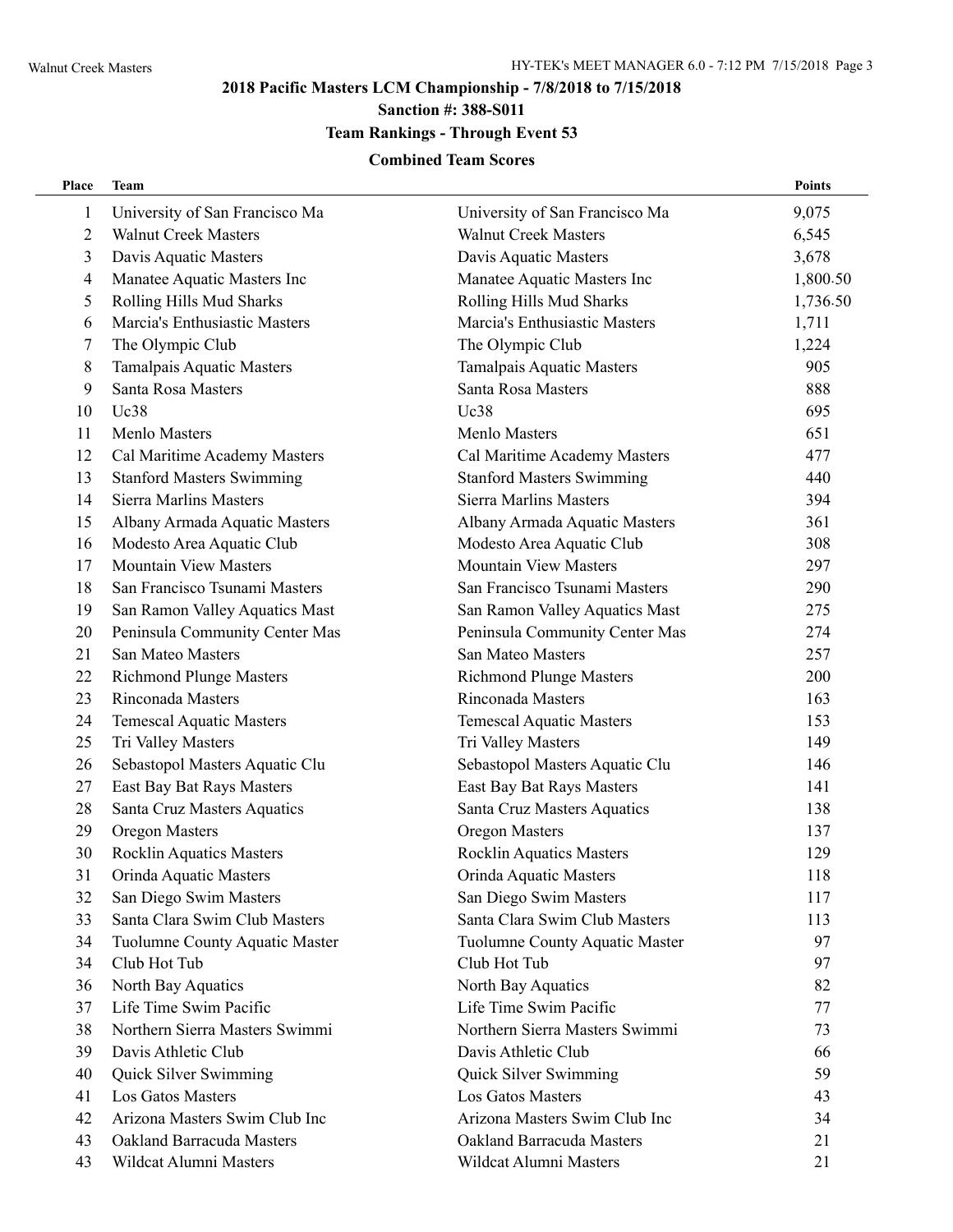## 2018 Pacific Masters LCM Championship - 7/8/2018 to 7/15/2018

### Sanction #: 388-S011

### Team Rankings - Through Event 53

#### Combined Team Scores

| Place | Team | | Points |
|---|---|---|---|
| 1 | University of San Francisco Ma | University of San Francisco Ma | 9,075 |
| 2 | Walnut Creek Masters | Walnut Creek Masters | 6,545 |
| 3 | Davis Aquatic Masters | Davis Aquatic Masters | 3,678 |
| 4 | Manatee Aquatic Masters Inc | Manatee Aquatic Masters Inc | 1,800.50 |
| 5 | Rolling Hills Mud Sharks | Rolling Hills Mud Sharks | 1,736.50 |
| 6 | Marcia's Enthusiastic Masters | Marcia's Enthusiastic Masters | 1,711 |
| 7 | The Olympic Club | The Olympic Club | 1,224 |
| 8 | Tamalpais Aquatic Masters | Tamalpais Aquatic Masters | 905 |
| 9 | Santa Rosa Masters | Santa Rosa Masters | 888 |
| 10 | Uc38 | Uc38 | 695 |
| 11 | Menlo Masters | Menlo Masters | 651 |
| 12 | Cal Maritime Academy Masters | Cal Maritime Academy Masters | 477 |
| 13 | Stanford Masters Swimming | Stanford Masters Swimming | 440 |
| 14 | Sierra Marlins Masters | Sierra Marlins Masters | 394 |
| 15 | Albany Armada Aquatic Masters | Albany Armada Aquatic Masters | 361 |
| 16 | Modesto Area Aquatic Club | Modesto Area Aquatic Club | 308 |
| 17 | Mountain View Masters | Mountain View Masters | 297 |
| 18 | San Francisco Tsunami Masters | San Francisco Tsunami Masters | 290 |
| 19 | San Ramon Valley Aquatics Mast | San Ramon Valley Aquatics Mast | 275 |
| 20 | Peninsula Community Center Mas | Peninsula Community Center Mas | 274 |
| 21 | San Mateo Masters | San Mateo Masters | 257 |
| 22 | Richmond Plunge Masters | Richmond Plunge Masters | 200 |
| 23 | Rinconada Masters | Rinconada Masters | 163 |
| 24 | Temescal Aquatic Masters | Temescal Aquatic Masters | 153 |
| 25 | Tri Valley Masters | Tri Valley Masters | 149 |
| 26 | Sebastopol Masters Aquatic Clu | Sebastopol Masters Aquatic Clu | 146 |
| 27 | East Bay Bat Rays Masters | East Bay Bat Rays Masters | 141 |
| 28 | Santa Cruz Masters Aquatics | Santa Cruz Masters Aquatics | 138 |
| 29 | Oregon Masters | Oregon Masters | 137 |
| 30 | Rocklin Aquatics Masters | Rocklin Aquatics Masters | 129 |
| 31 | Orinda Aquatic Masters | Orinda Aquatic Masters | 118 |
| 32 | San Diego Swim Masters | San Diego Swim Masters | 117 |
| 33 | Santa Clara Swim Club Masters | Santa Clara Swim Club Masters | 113 |
| 34 | Tuolumne County Aquatic Master | Tuolumne County Aquatic Master | 97 |
| 34 | Club Hot Tub | Club Hot Tub | 97 |
| 36 | North Bay Aquatics | North Bay Aquatics | 82 |
| 37 | Life Time Swim Pacific | Life Time Swim Pacific | 77 |
| 38 | Northern Sierra Masters Swimmi | Northern Sierra Masters Swimmi | 73 |
| 39 | Davis Athletic Club | Davis Athletic Club | 66 |
| 40 | Quick Silver Swimming | Quick Silver Swimming | 59 |
| 41 | Los Gatos Masters | Los Gatos Masters | 43 |
| 42 | Arizona Masters Swim Club Inc | Arizona Masters Swim Club Inc | 34 |
| 43 | Oakland Barracuda Masters | Oakland Barracuda Masters | 21 |
| 43 | Wildcat Alumni Masters | Wildcat Alumni Masters | 21 |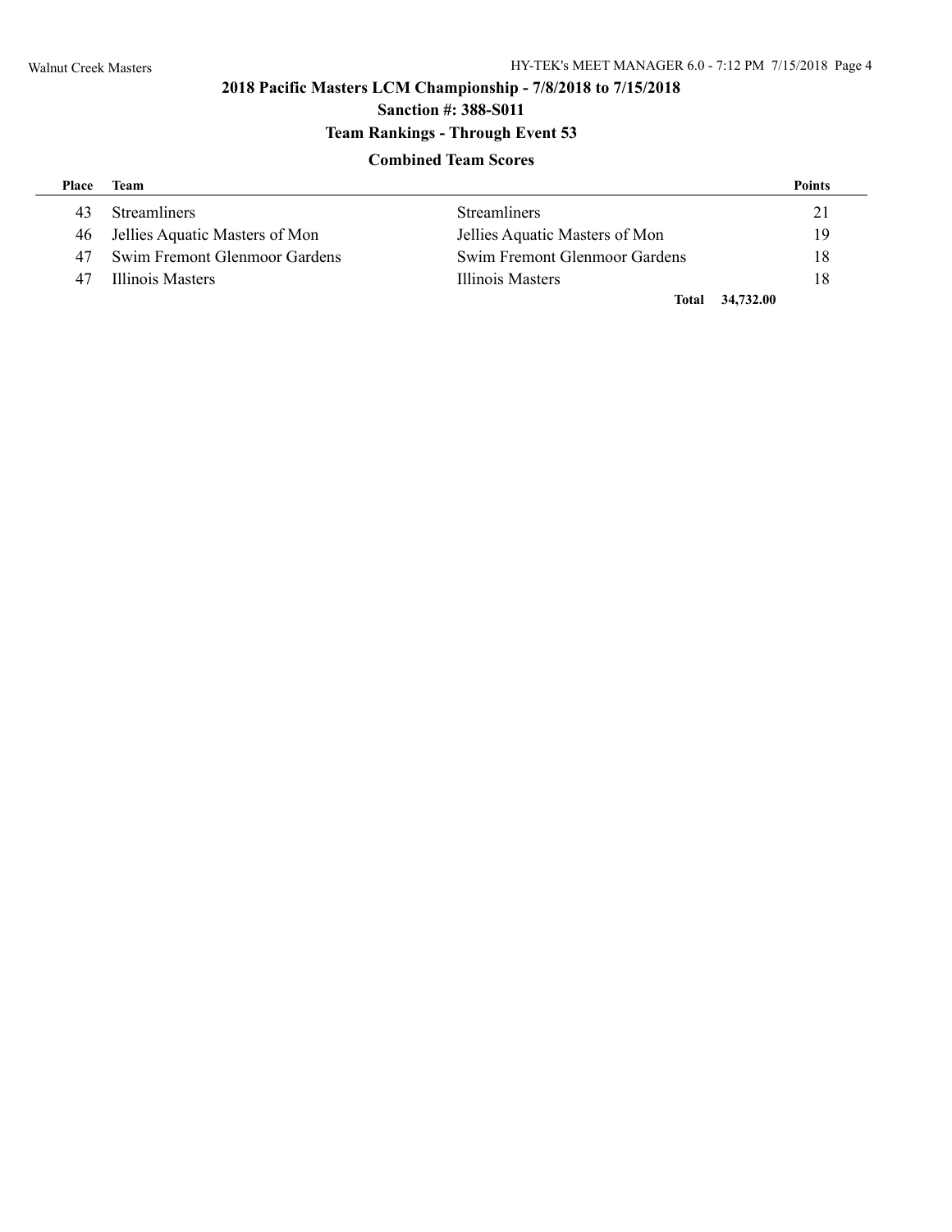## 2018 Pacific Masters LCM Championship - 7/8/2018 to 7/15/2018

### Sanction #: 388-S011

### Team Rankings - Through Event 53

### Combined Team Scores

| Place | Team | | Points |
|---|---|---|---|
| 43 | Streamliners | Streamliners | 21 |
| 46 | Jellies Aquatic Masters of Mon | Jellies Aquatic Masters of Mon | 19 |
| 47 | Swim Fremont Glenmoor Gardens | Swim Fremont Glenmoor Gardens | 18 |
| 47 | Illinois Masters | Illinois Masters | 18 |
| | | **Total** | **34,732.00** |